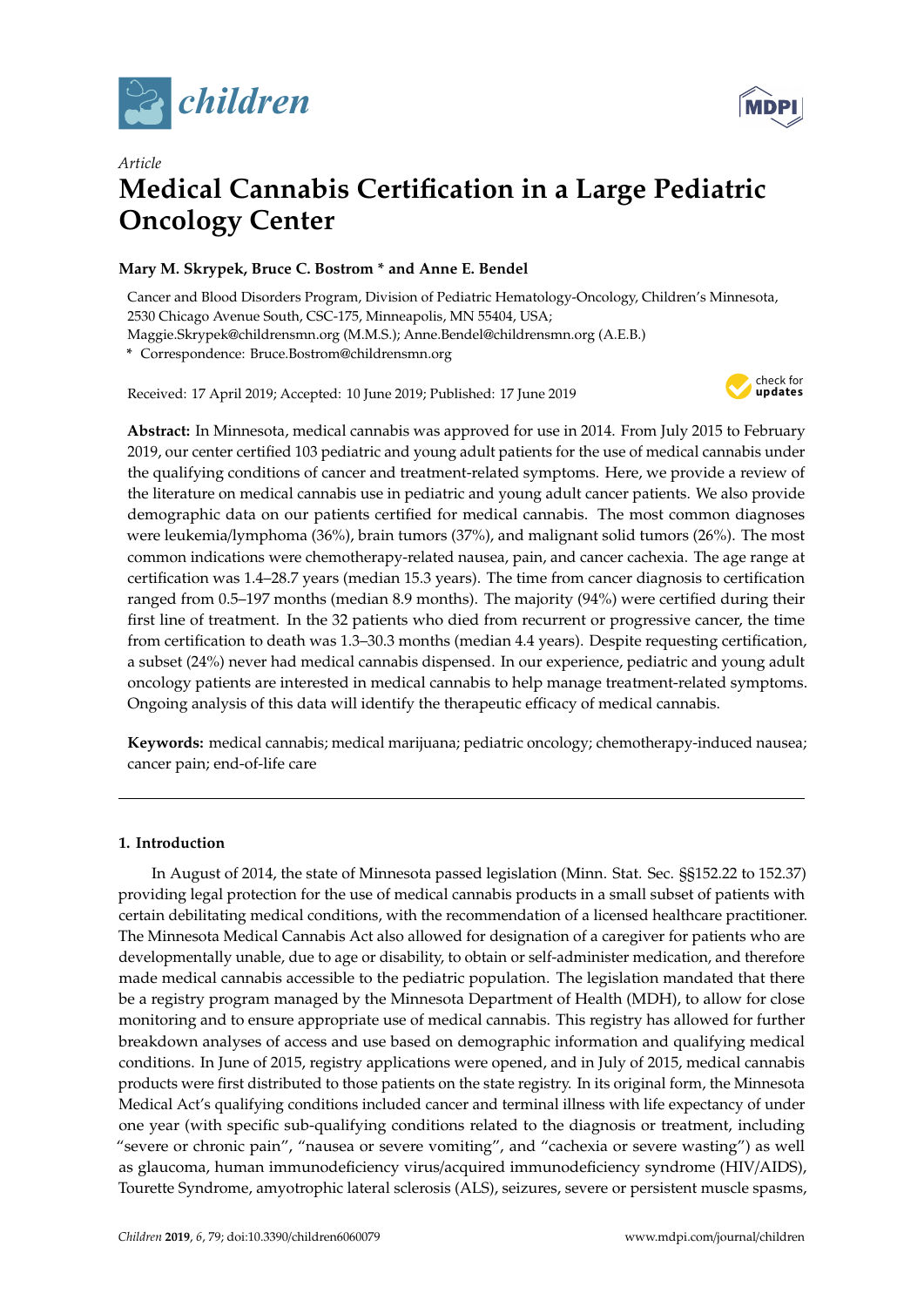*Article*

# Medical Cannabis Certification in a Large Pediatric Oncology Center

**Mary M. Skrypek, Bruce C. Bostrom * and Anne E. Bendel**

Cancer and Blood Disorders Program, Division of Pediatric Hematology-Oncology, Children's Minnesota, 2530 Chicago Avenue South, CSC-175, Minneapolis, MN 55404, USA; Maggie.Skrypek@childrensmn.org (M.M.S.); Anne.Bendel@childrensmn.org (A.E.B.)

**\*** Correspondence: Bruce.Bostrom@childrensmn.org

Received: 17 April 2019; Accepted: 10 June 2019; Published: 17 June 2019

**Abstract:** In Minnesota, medical cannabis was approved for use in 2014. From July 2015 to February 2019, our center certified 103 pediatric and young adult patients for the use of medical cannabis under the qualifying conditions of cancer and treatment-related symptoms. Here, we provide a review of the literature on medical cannabis use in pediatric and young adult cancer patients. We also provide demographic data on our patients certified for medical cannabis. The most common diagnoses were leukemia/lymphoma (36%), brain tumors (37%), and malignant solid tumors (26%). The most common indications were chemotherapy-related nausea, pain, and cancer cachexia. The age range at certification was 1.4–28.7 years (median 15.3 years). The time from cancer diagnosis to certification ranged from 0.5–197 months (median 8.9 months). The majority (94%) were certified during their first line of treatment. In the 32 patients who died from recurrent or progressive cancer, the time from certification to death was 1.3–30.3 months (median 4.4 years). Despite requesting certification, a subset (24%) never had medical cannabis dispensed. In our experience, pediatric and young adult oncology patients are interested in medical cannabis to help manage treatment-related symptoms. Ongoing analysis of this data will identify the therapeutic efficacy of medical cannabis.

**Keywords:** medical cannabis; medical marijuana; pediatric oncology; chemotherapy-induced nausea; cancer pain; end-of-life care

## 1. Introduction

In August of 2014, the state of Minnesota passed legislation (Minn. Stat. Sec. §§152.22 to 152.37) providing legal protection for the use of medical cannabis products in a small subset of patients with certain debilitating medical conditions, with the recommendation of a licensed healthcare practitioner. The Minnesota Medical Cannabis Act also allowed for designation of a caregiver for patients who are developmentally unable, due to age or disability, to obtain or self-administer medication, and therefore made medical cannabis accessible to the pediatric population. The legislation mandated that there be a registry program managed by the Minnesota Department of Health (MDH), to allow for close monitoring and to ensure appropriate use of medical cannabis. This registry has allowed for further breakdown analyses of access and use based on demographic information and qualifying medical conditions. In June of 2015, registry applications were opened, and in July of 2015, medical cannabis products were first distributed to those patients on the state registry. In its original form, the Minnesota Medical Act's qualifying conditions included cancer and terminal illness with life expectancy of under one year (with specific sub-qualifying conditions related to the diagnosis or treatment, including "severe or chronic pain", "nausea or severe vomiting", and "cachexia or severe wasting") as well as glaucoma, human immunodeficiency virus/acquired immunodeficiency syndrome (HIV/AIDS), Tourette Syndrome, amyotrophic lateral sclerosis (ALS), seizures, severe or persistent muscle spasms,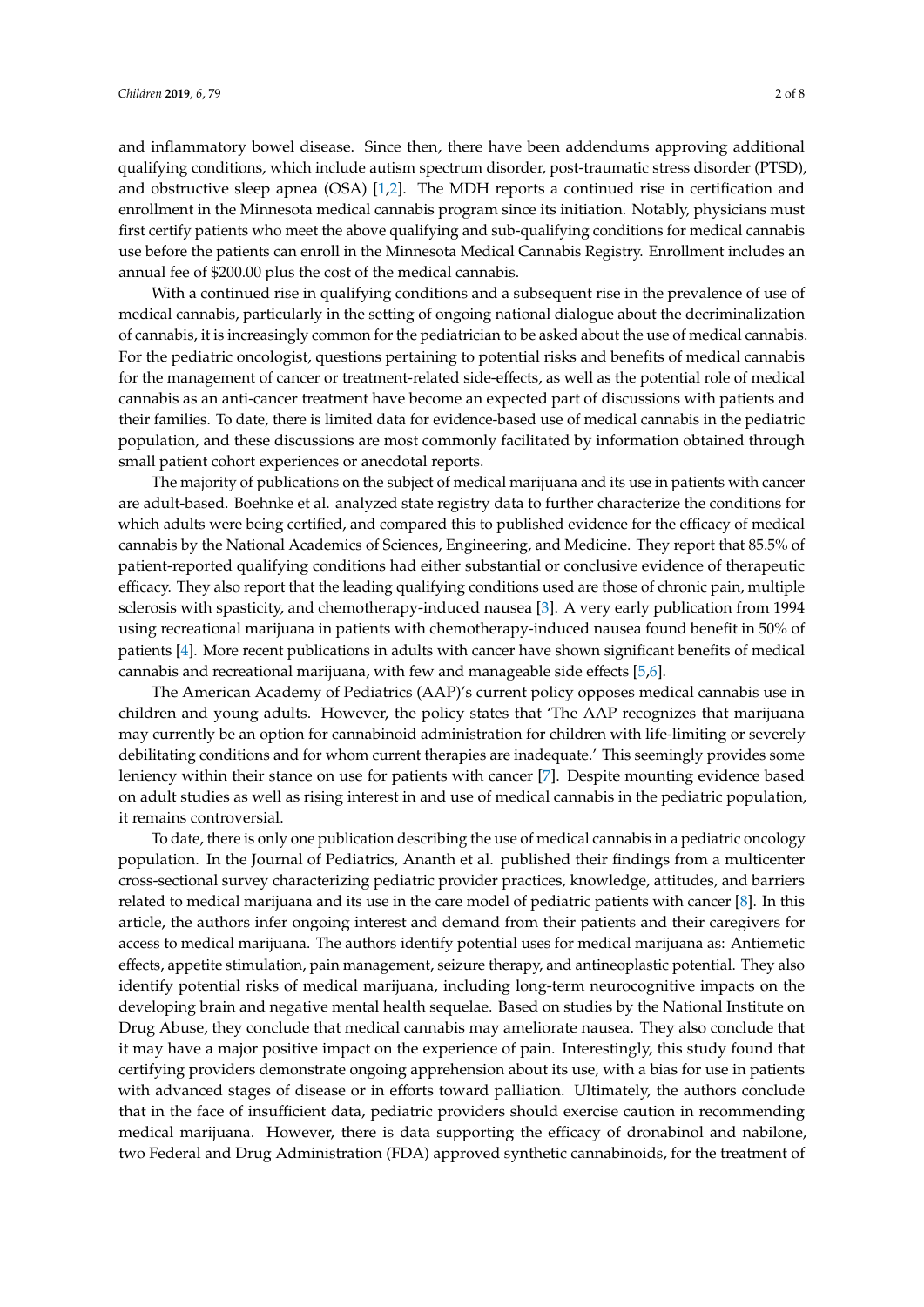and inflammatory bowel disease. Since then, there have been addendums approving additional qualifying conditions, which include autism spectrum disorder, post-traumatic stress disorder (PTSD), and obstructive sleep apnea (OSA) [1,2]. The MDH reports a continued rise in certification and enrollment in the Minnesota medical cannabis program since its initiation. Notably, physicians must first certify patients who meet the above qualifying and sub-qualifying conditions for medical cannabis use before the patients can enroll in the Minnesota Medical Cannabis Registry. Enrollment includes an annual fee of $200.00 plus the cost of the medical cannabis.

With a continued rise in qualifying conditions and a subsequent rise in the prevalence of use of medical cannabis, particularly in the setting of ongoing national dialogue about the decriminalization of cannabis, it is increasingly common for the pediatrician to be asked about the use of medical cannabis. For the pediatric oncologist, questions pertaining to potential risks and benefits of medical cannabis for the management of cancer or treatment-related side-effects, as well as the potential role of medical cannabis as an anti-cancer treatment have become an expected part of discussions with patients and their families. To date, there is limited data for evidence-based use of medical cannabis in the pediatric population, and these discussions are most commonly facilitated by information obtained through small patient cohort experiences or anecdotal reports.

The majority of publications on the subject of medical marijuana and its use in patients with cancer are adult-based. Boehnke et al. analyzed state registry data to further characterize the conditions for which adults were being certified, and compared this to published evidence for the efficacy of medical cannabis by the National Academics of Sciences, Engineering, and Medicine. They report that 85.5% of patient-reported qualifying conditions had either substantial or conclusive evidence of therapeutic efficacy. They also report that the leading qualifying conditions used are those of chronic pain, multiple sclerosis with spasticity, and chemotherapy-induced nausea [3]. A very early publication from 1994 using recreational marijuana in patients with chemotherapy-induced nausea found benefit in 50% of patients [4]. More recent publications in adults with cancer have shown significant benefits of medical cannabis and recreational marijuana, with few and manageable side effects [5,6].

The American Academy of Pediatrics (AAP)'s current policy opposes medical cannabis use in children and young adults. However, the policy states that 'The AAP recognizes that marijuana may currently be an option for cannabinoid administration for children with life-limiting or severely debilitating conditions and for whom current therapies are inadequate.' This seemingly provides some leniency within their stance on use for patients with cancer [7]. Despite mounting evidence based on adult studies as well as rising interest in and use of medical cannabis in the pediatric population, it remains controversial.

To date, there is only one publication describing the use of medical cannabis in a pediatric oncology population. In the Journal of Pediatrics, Ananth et al. published their findings from a multicenter cross-sectional survey characterizing pediatric provider practices, knowledge, attitudes, and barriers related to medical marijuana and its use in the care model of pediatric patients with cancer [8]. In this article, the authors infer ongoing interest and demand from their patients and their caregivers for access to medical marijuana. The authors identify potential uses for medical marijuana as: Antiemetic effects, appetite stimulation, pain management, seizure therapy, and antineoplastic potential. They also identify potential risks of medical marijuana, including long-term neurocognitive impacts on the developing brain and negative mental health sequelae. Based on studies by the National Institute on Drug Abuse, they conclude that medical cannabis may ameliorate nausea. They also conclude that it may have a major positive impact on the experience of pain. Interestingly, this study found that certifying providers demonstrate ongoing apprehension about its use, with a bias for use in patients with advanced stages of disease or in efforts toward palliation. Ultimately, the authors conclude that in the face of insufficient data, pediatric providers should exercise caution in recommending medical marijuana. However, there is data supporting the efficacy of dronabinol and nabilone, two Federal and Drug Administration (FDA) approved synthetic cannabinoids, for the treatment of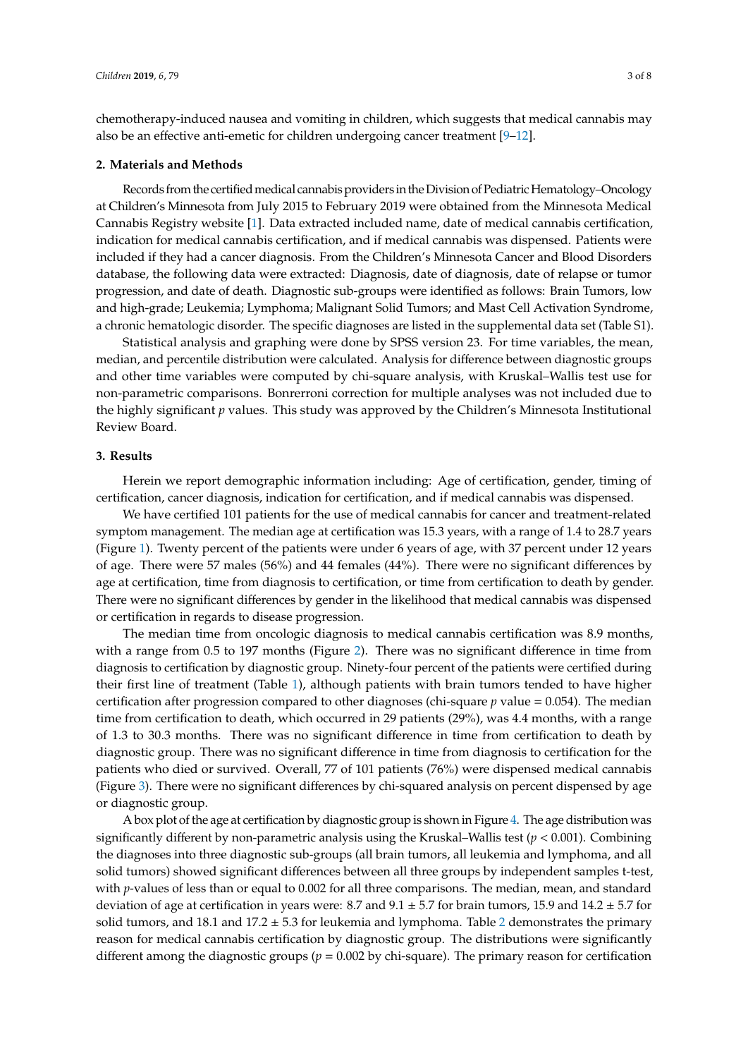chemotherapy-induced nausea and vomiting in children, which suggests that medical cannabis may also be an effective anti-emetic for children undergoing cancer treatment [9–12].

## 2. Materials and Methods

Records from the certified medical cannabis providers in the Division of Pediatric Hematology–Oncology at Children's Minnesota from July 2015 to February 2019 were obtained from the Minnesota Medical Cannabis Registry website [1]. Data extracted included name, date of medical cannabis certification, indication for medical cannabis certification, and if medical cannabis was dispensed. Patients were included if they had a cancer diagnosis. From the Children's Minnesota Cancer and Blood Disorders database, the following data were extracted: Diagnosis, date of diagnosis, date of relapse or tumor progression, and date of death. Diagnostic sub-groups were identified as follows: Brain Tumors, low and high-grade; Leukemia; Lymphoma; Malignant Solid Tumors; and Mast Cell Activation Syndrome, a chronic hematologic disorder. The specific diagnoses are listed in the supplemental data set (Table S1).

Statistical analysis and graphing were done by SPSS version 23. For time variables, the mean, median, and percentile distribution were calculated. Analysis for difference between diagnostic groups and other time variables were computed by chi-square analysis, with Kruskal–Wallis test use for non-parametric comparisons. Bonrerroni correction for multiple analyses was not included due to the highly significant *p* values. This study was approved by the Children's Minnesota Institutional Review Board.

## 3. Results

Herein we report demographic information including: Age of certification, gender, timing of certification, cancer diagnosis, indication for certification, and if medical cannabis was dispensed.

We have certified 101 patients for the use of medical cannabis for cancer and treatment-related symptom management. The median age at certification was 15.3 years, with a range of 1.4 to 28.7 years (Figure 1). Twenty percent of the patients were under 6 years of age, with 37 percent under 12 years of age. There were 57 males (56%) and 44 females (44%). There were no significant differences by age at certification, time from diagnosis to certification, or time from certification to death by gender. There were no significant differences by gender in the likelihood that medical cannabis was dispensed or certification in regards to disease progression.

The median time from oncologic diagnosis to medical cannabis certification was 8.9 months, with a range from 0.5 to 197 months (Figure 2). There was no significant difference in time from diagnosis to certification by diagnostic group. Ninety-four percent of the patients were certified during their first line of treatment (Table 1), although patients with brain tumors tended to have higher certification after progression compared to other diagnoses (chi-square $p$ value = 0.054). The median time from certification to death, which occurred in 29 patients (29%), was 4.4 months, with a range of 1.3 to 30.3 months. There was no significant difference in time from certification to death by diagnostic group. There was no significant difference in time from diagnosis to certification for the patients who died or survived. Overall, 77 of 101 patients (76%) were dispensed medical cannabis (Figure 3). There were no significant differences by chi-squared analysis on percent dispensed by age or diagnostic group.

A box plot of the age at certification by diagnostic group is shown in Figure 4. The age distribution was significantly different by non-parametric analysis using the Kruskal–Wallis test ($p < 0.001$). Combining the diagnoses into three diagnostic sub-groups (all brain tumors, all leukemia and lymphoma, and all solid tumors) showed significant differences between all three groups by independent samples t-test, with $p$-values of less than or equal to 0.002 for all three comparisons. The median, mean, and standard deviation of age at certification in years were: 8.7 and 9.1 ± 5.7 for brain tumors, 15.9 and 14.2 ± 5.7 for solid tumors, and 18.1 and 17.2 ± 5.3 for leukemia and lymphoma. Table 2 demonstrates the primary reason for medical cannabis certification by diagnostic group. The distributions were significantly different among the diagnostic groups ($p$ = 0.002 by chi-square). The primary reason for certification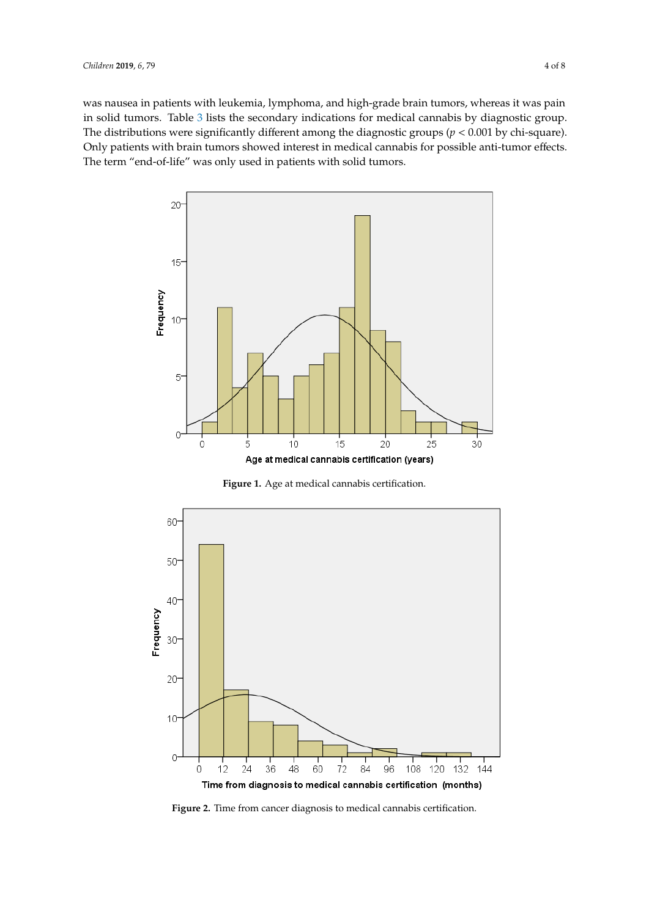was nausea in patients with leukemia, lymphoma, and high-grade brain tumors, whereas it was pain in solid tumors. Table 3 lists the secondary indications for medical cannabis by diagnostic group. The distributions were significantly different among the diagnostic groups ($p < 0.001$ by chi-square). Only patients with brain tumors showed interest in medical cannabis for possible anti-tumor effects. The term "end-of-life" was only used in patients with solid tumors.

**Figure 1.** Age at medical cannabis certification.

**Figure 2.** Time from cancer diagnosis to medical cannabis certification.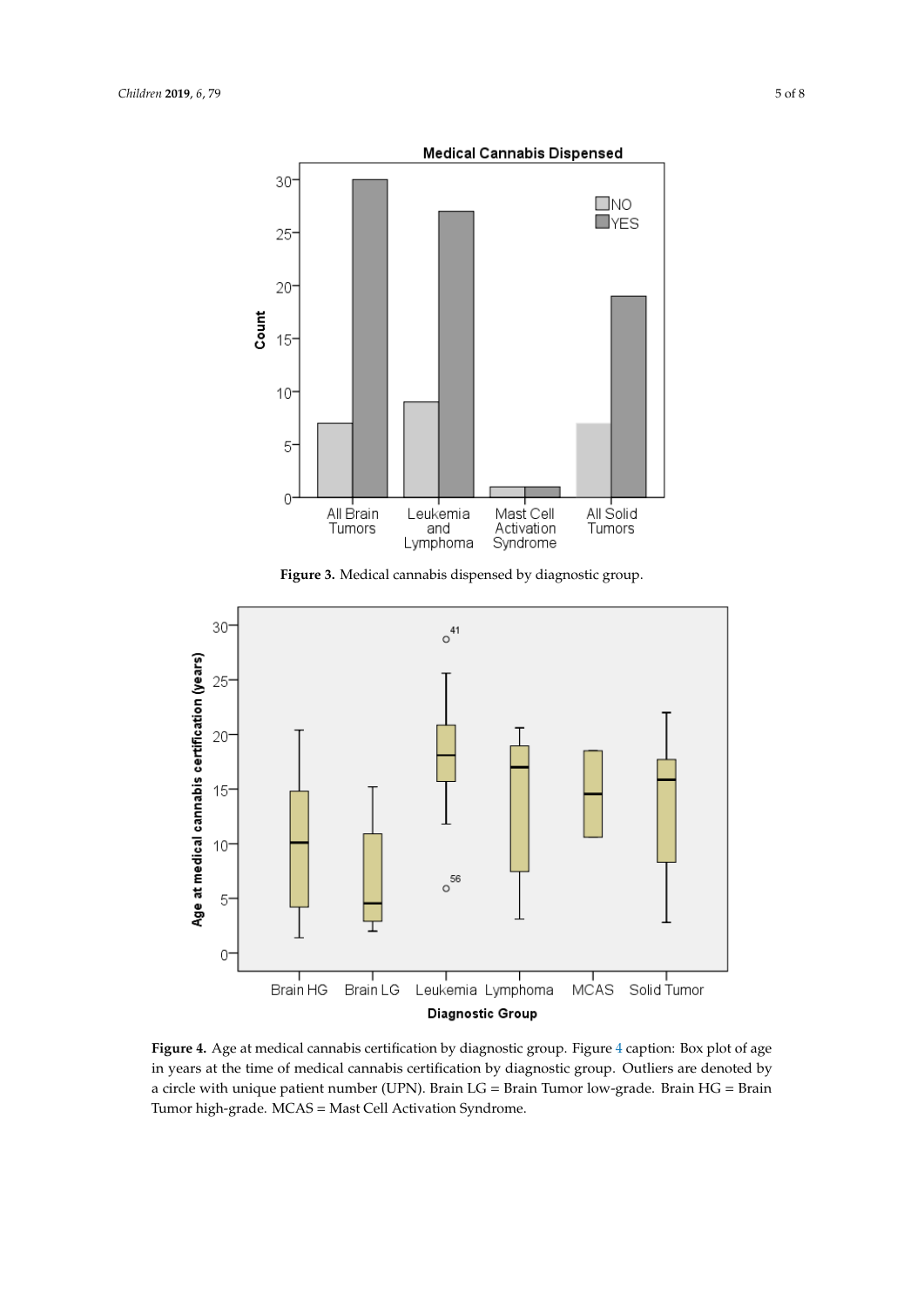**Figure 3.** Medical cannabis dispensed by diagnostic group.

**Figure 4.** Age at medical cannabis certification by diagnostic group. Figure 4 caption: Box plot of age in years at the time of medical cannabis certification by diagnostic group. Outliers are denoted by a circle with unique patient number (UPN). Brain LG = Brain Tumor low-grade. Brain HG = Brain Tumor high-grade. MCAS = Mast Cell Activation Syndrome.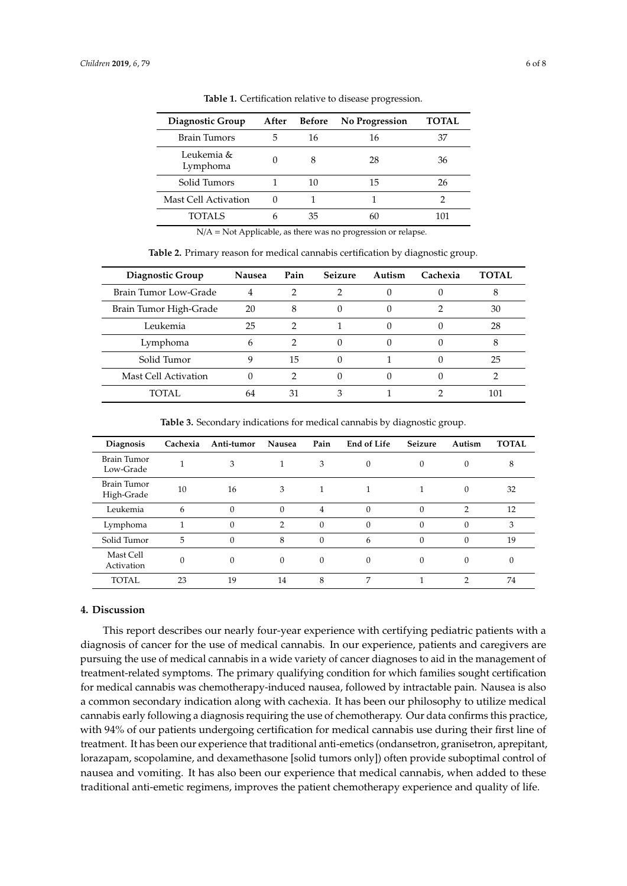**Table 1.** Certification relative to disease progression.

| Diagnostic Group | After | Before | No Progression | TOTAL |
|---|---|---|---|---|
| Brain Tumors | 5 | 16 | 16 | 37 |
| Leukemia & Lymphoma | 0 | 8 | 28 | 36 |
| Solid Tumors | 1 | 10 | 15 | 26 |
| Mast Cell Activation | 0 | 1 | 1 | 2 |
| TOTALS | 6 | 35 | 60 | 101 |

N/A = Not Applicable, as there was no progression or relapse.

**Table 2.** Primary reason for medical cannabis certification by diagnostic group.

| Diagnostic Group | Nausea | Pain | Seizure | Autism | Cachexia | TOTAL |
|---|---|---|---|---|---|---|
| Brain Tumor Low-Grade | 4 | 2 | 2 | 0 | 0 | 8 |
| Brain Tumor High-Grade | 20 | 8 | 0 | 0 | 2 | 30 |
| Leukemia | 25 | 2 | 1 | 0 | 0 | 28 |
| Lymphoma | 6 | 2 | 0 | 0 | 0 | 8 |
| Solid Tumor | 9 | 15 | 0 | 1 | 0 | 25 |
| Mast Cell Activation | 0 | 2 | 0 | 0 | 0 | 2 |
| TOTAL | 64 | 31 | 3 | 1 | 2 | 101 |

**Table 3.** Secondary indications for medical cannabis by diagnostic group.

| Diagnosis | Cachexia | Anti-tumor | Nausea | Pain | End of Life | Seizure | Autism | TOTAL |
|---|---|---|---|---|---|---|---|---|
| Brain Tumor Low-Grade | 1 | 3 | 1 | 3 | 0 | 0 | 0 | 8 |
| Brain Tumor High-Grade | 10 | 16 | 3 | 1 | 1 | 1 | 0 | 32 |
| Leukemia | 6 | 0 | 0 | 4 | 0 | 0 | 2 | 12 |
| Lymphoma | 1 | 0 | 2 | 0 | 0 | 0 | 0 | 3 |
| Solid Tumor | 5 | 0 | 8 | 0 | 6 | 0 | 0 | 19 |
| Mast Cell Activation | 0 | 0 | 0 | 0 | 0 | 0 | 0 | 0 |
| TOTAL | 23 | 19 | 14 | 8 | 7 | 1 | 2 | 74 |

## 4. Discussion

This report describes our nearly four-year experience with certifying pediatric patients with a diagnosis of cancer for the use of medical cannabis. In our experience, patients and caregivers are pursuing the use of medical cannabis in a wide variety of cancer diagnoses to aid in the management of treatment-related symptoms. The primary qualifying condition for which families sought certification for medical cannabis was chemotherapy-induced nausea, followed by intractable pain. Nausea is also a common secondary indication along with cachexia. It has been our philosophy to utilize medical cannabis early following a diagnosis requiring the use of chemotherapy. Our data confirms this practice, with 94% of our patients undergoing certification for medical cannabis use during their first line of treatment. It has been our experience that traditional anti-emetics (ondansetron, granisetron, aprepitant, lorazapam, scopolamine, and dexamethasone [solid tumors only]) often provide suboptimal control of nausea and vomiting. It has also been our experience that medical cannabis, when added to these traditional anti-emetic regimens, improves the patient chemotherapy experience and quality of life.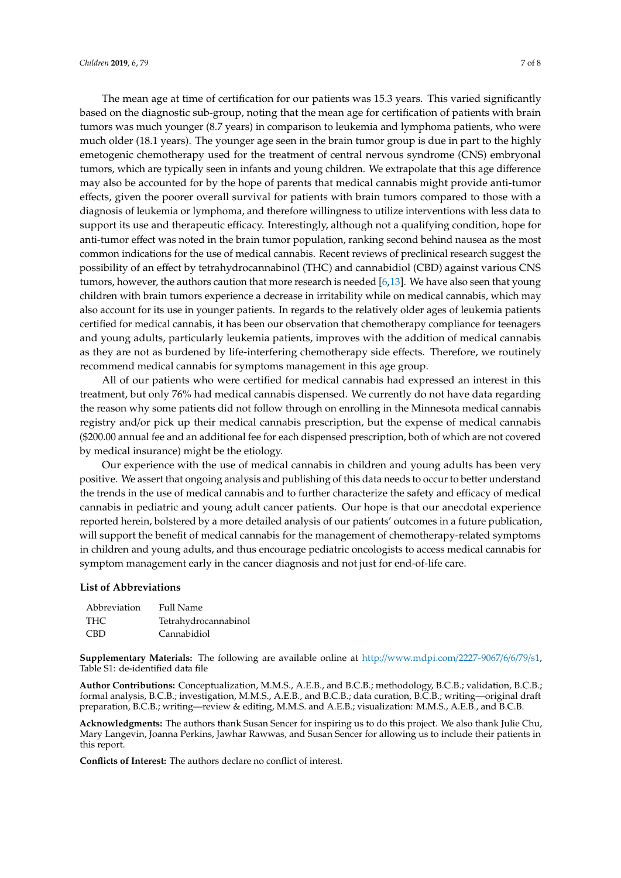The mean age at time of certification for our patients was 15.3 years. This varied significantly based on the diagnostic sub-group, noting that the mean age for certification of patients with brain tumors was much younger (8.7 years) in comparison to leukemia and lymphoma patients, who were much older (18.1 years). The younger age seen in the brain tumor group is due in part to the highly emetogenic chemotherapy used for the treatment of central nervous syndrome (CNS) embryonal tumors, which are typically seen in infants and young children. We extrapolate that this age difference may also be accounted for by the hope of parents that medical cannabis might provide anti-tumor effects, given the poorer overall survival for patients with brain tumors compared to those with a diagnosis of leukemia or lymphoma, and therefore willingness to utilize interventions with less data to support its use and therapeutic efficacy. Interestingly, although not a qualifying condition, hope for anti-tumor effect was noted in the brain tumor population, ranking second behind nausea as the most common indications for the use of medical cannabis. Recent reviews of preclinical research suggest the possibility of an effect by tetrahydrocannabinol (THC) and cannabidiol (CBD) against various CNS tumors, however, the authors caution that more research is needed [6,13]. We have also seen that young children with brain tumors experience a decrease in irritability while on medical cannabis, which may also account for its use in younger patients. In regards to the relatively older ages of leukemia patients certified for medical cannabis, it has been our observation that chemotherapy compliance for teenagers and young adults, particularly leukemia patients, improves with the addition of medical cannabis as they are not as burdened by life-interfering chemotherapy side effects. Therefore, we routinely recommend medical cannabis for symptoms management in this age group.

All of our patients who were certified for medical cannabis had expressed an interest in this treatment, but only 76% had medical cannabis dispensed. We currently do not have data regarding the reason why some patients did not follow through on enrolling in the Minnesota medical cannabis registry and/or pick up their medical cannabis prescription, but the expense of medical cannabis ($200.00 annual fee and an additional fee for each dispensed prescription, both of which are not covered by medical insurance) might be the etiology.

Our experience with the use of medical cannabis in children and young adults has been very positive. We assert that ongoing analysis and publishing of this data needs to occur to better understand the trends in the use of medical cannabis and to further characterize the safety and efficacy of medical cannabis in pediatric and young adult cancer patients. Our hope is that our anecdotal experience reported herein, bolstered by a more detailed analysis of our patients' outcomes in a future publication, will support the benefit of medical cannabis for the management of chemotherapy-related symptoms in children and young adults, and thus encourage pediatric oncologists to access medical cannabis for symptom management early in the cancer diagnosis and not just for end-of-life care.

## List of Abbreviations

| Abbreviation | Full Name |
|---|---|
| THC | Tetrahydrocannabinol |
| CBD | Cannabidiol |

**Supplementary Materials:** The following are available online at http://www.mdpi.com/2227-9067/6/6/79/s1, Table S1: de-identified data file

**Author Contributions:** Conceptualization, M.M.S., A.E.B., and B.C.B.; methodology, B.C.B.; validation, B.C.B.; formal analysis, B.C.B.; investigation, M.M.S., A.E.B., and B.C.B.; data curation, B.C.B.; writing—original draft preparation, B.C.B.; writing—review & editing, M.M.S. and A.E.B.; visualization: M.M.S., A.E.B., and B.C.B.

**Acknowledgments:** The authors thank Susan Sencer for inspiring us to do this project. We also thank Julie Chu, Mary Langevin, Joanna Perkins, Jawhar Rawwas, and Susan Sencer for allowing us to include their patients in this report.

**Conflicts of Interest:** The authors declare no conflict of interest.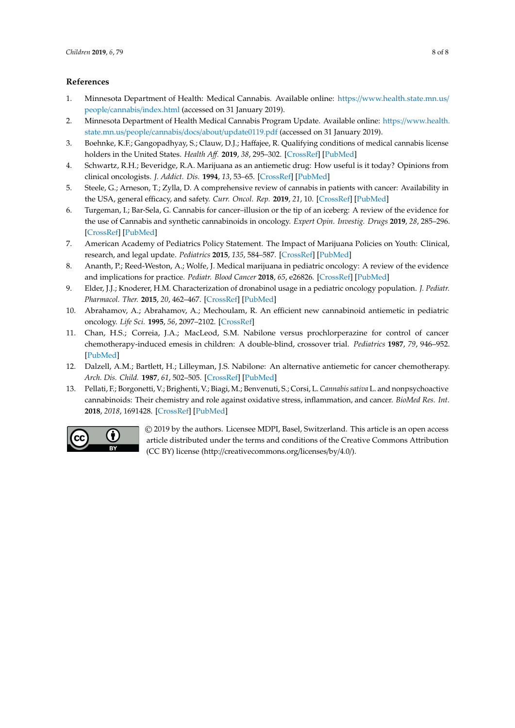## References

1. Minnesota Department of Health: Medical Cannabis. Available online: https://www.health.state.mn.us/people/cannabis/index.html (accessed on 31 January 2019).
2. Minnesota Department of Health Medical Cannabis Program Update. Available online: https://www.health.state.mn.us/people/cannabis/docs/about/update0119.pdf (accessed on 31 January 2019).
3. Boehnke, K.F.; Gangopadhyay, S.; Clauw, D.J.; Haffajee, R. Qualifying conditions of medical cannabis license holders in the United States. *Health Aff.* **2019**, *38*, 295–302. [CrossRef] [PubMed]
4. Schwartz, R.H.; Beveridge, R.A. Marijuana as an antiemetic drug: How useful is it today? Opinions from clinical oncologists. *J. Addict. Dis.* **1994**, *13*, 53–65. [CrossRef] [PubMed]
5. Steele, G.; Arneson, T.; Zylla, D. A comprehensive review of cannabis in patients with cancer: Availability in the USA, general efficacy, and safety. *Curr. Oncol. Rep.* **2019**, *21*, 10. [CrossRef] [PubMed]
6. Turgeman, I.; Bar-Sela, G. Cannabis for cancer–illusion or the tip of an iceberg: A review of the evidence for the use of Cannabis and synthetic cannabinoids in oncology. *Expert Opin. Investig. Drugs* **2019**, *28*, 285–296. [CrossRef] [PubMed]
7. American Academy of Pediatrics Policy Statement. The Impact of Marijuana Policies on Youth: Clinical, research, and legal update. *Pediatrics* **2015**, *135*, 584–587. [CrossRef] [PubMed]
8. Ananth, P.; Reed-Weston, A.; Wolfe, J. Medical marijuana in pediatric oncology: A review of the evidence and implications for practice. *Pediatr. Blood Cancer* **2018**, *65*, e26826. [CrossRef] [PubMed]
9. Elder, J.J.; Knoderer, H.M. Characterization of dronabinol usage in a pediatric oncology population. *J. Pediatr. Pharmacol. Ther.* **2015**, *20*, 462–467. [CrossRef] [PubMed]
10. Abrahamov, A.; Abrahamov, A.; Mechoulam, R. An efficient new cannabinoid antiemetic in pediatric oncology. *Life Sci.* **1995**, *56*, 2097–2102. [CrossRef]
11. Chan, H.S.; Correia, J.A.; MacLeod, S.M. Nabilone versus prochlorperazine for control of cancer chemotherapy-induced emesis in children: A double-blind, crossover trial. *Pediatrics* **1987**, *79*, 946–952. [PubMed]
12. Dalzell, A.M.; Bartlett, H.; Lilleyman, J.S. Nabilone: An alternative antiemetic for cancer chemotherapy. *Arch. Dis. Child.* **1987**, *61*, 502–505. [CrossRef] [PubMed]
13. Pellati, F.; Borgonetti, V.; Brighenti, V.; Biagi, M.; Benvenuti, S.; Corsi, L. *Cannabis sativa* L. and nonpsychoactive cannabinoids: Their chemistry and role against oxidative stress, inflammation, and cancer. *BioMed Res. Int.* **2018**, *2018*, 1691428. [CrossRef] [PubMed]

© 2019 by the authors. Licensee MDPI, Basel, Switzerland. This article is an open access article distributed under the terms and conditions of the Creative Commons Attribution (CC BY) license (http://creativecommons.org/licenses/by/4.0/).